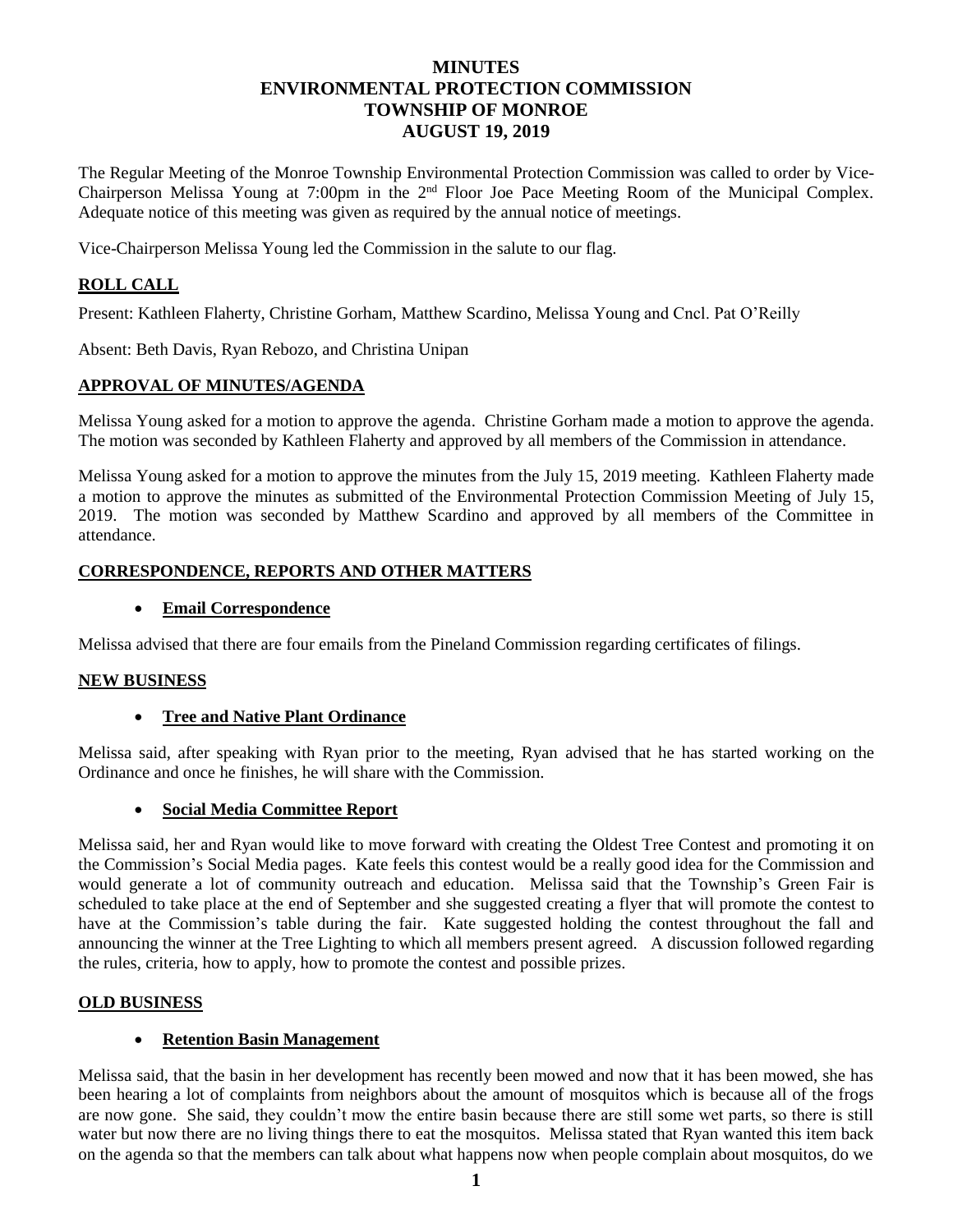# MINUTES
# ENVIRONMENTAL PROTECTION COMMISSION
# TOWNSHIP OF MONROE
# AUGUST 19, 2019

The Regular Meeting of the Monroe Township Environmental Protection Commission was called to order by Vice-Chairperson Melissa Young at 7:00pm in the 2nd Floor Joe Pace Meeting Room of the Municipal Complex. Adequate notice of this meeting was given as required by the annual notice of meetings.

Vice-Chairperson Melissa Young led the Commission in the salute to our flag.

## ROLL CALL

Present: Kathleen Flaherty, Christine Gorham, Matthew Scardino, Melissa Young and Cncl. Pat O'Reilly

Absent: Beth Davis, Ryan Rebozo, and Christina Unipan

## APPROVAL OF MINUTES/AGENDA

Melissa Young asked for a motion to approve the agenda. Christine Gorham made a motion to approve the agenda. The motion was seconded by Kathleen Flaherty and approved by all members of the Commission in attendance.

Melissa Young asked for a motion to approve the minutes from the July 15, 2019 meeting. Kathleen Flaherty made a motion to approve the minutes as submitted of the Environmental Protection Commission Meeting of July 15, 2019. The motion was seconded by Matthew Scardino and approved by all members of the Committee in attendance.

## CORRESPONDENCE, REPORTS AND OTHER MATTERS

- **Email Correspondence**

Melissa advised that there are four emails from the Pineland Commission regarding certificates of filings.

## NEW BUSINESS

- **Tree and Native Plant Ordinance**

Melissa said, after speaking with Ryan prior to the meeting, Ryan advised that he has started working on the Ordinance and once he finishes, he will share with the Commission.

- **Social Media Committee Report**

Melissa said, her and Ryan would like to move forward with creating the Oldest Tree Contest and promoting it on the Commission's Social Media pages. Kate feels this contest would be a really good idea for the Commission and would generate a lot of community outreach and education. Melissa said that the Township's Green Fair is scheduled to take place at the end of September and she suggested creating a flyer that will promote the contest to have at the Commission's table during the fair. Kate suggested holding the contest throughout the fall and announcing the winner at the Tree Lighting to which all members present agreed. A discussion followed regarding the rules, criteria, how to apply, how to promote the contest and possible prizes.

## OLD BUSINESS

- **Retention Basin Management**

Melissa said, that the basin in her development has recently been mowed and now that it has been mowed, she has been hearing a lot of complaints from neighbors about the amount of mosquitos which is because all of the frogs are now gone. She said, they couldn't mow the entire basin because there are still some wet parts, so there is still water but now there are no living things there to eat the mosquitos. Melissa stated that Ryan wanted this item back on the agenda so that the members can talk about what happens now when people complain about mosquitos, do we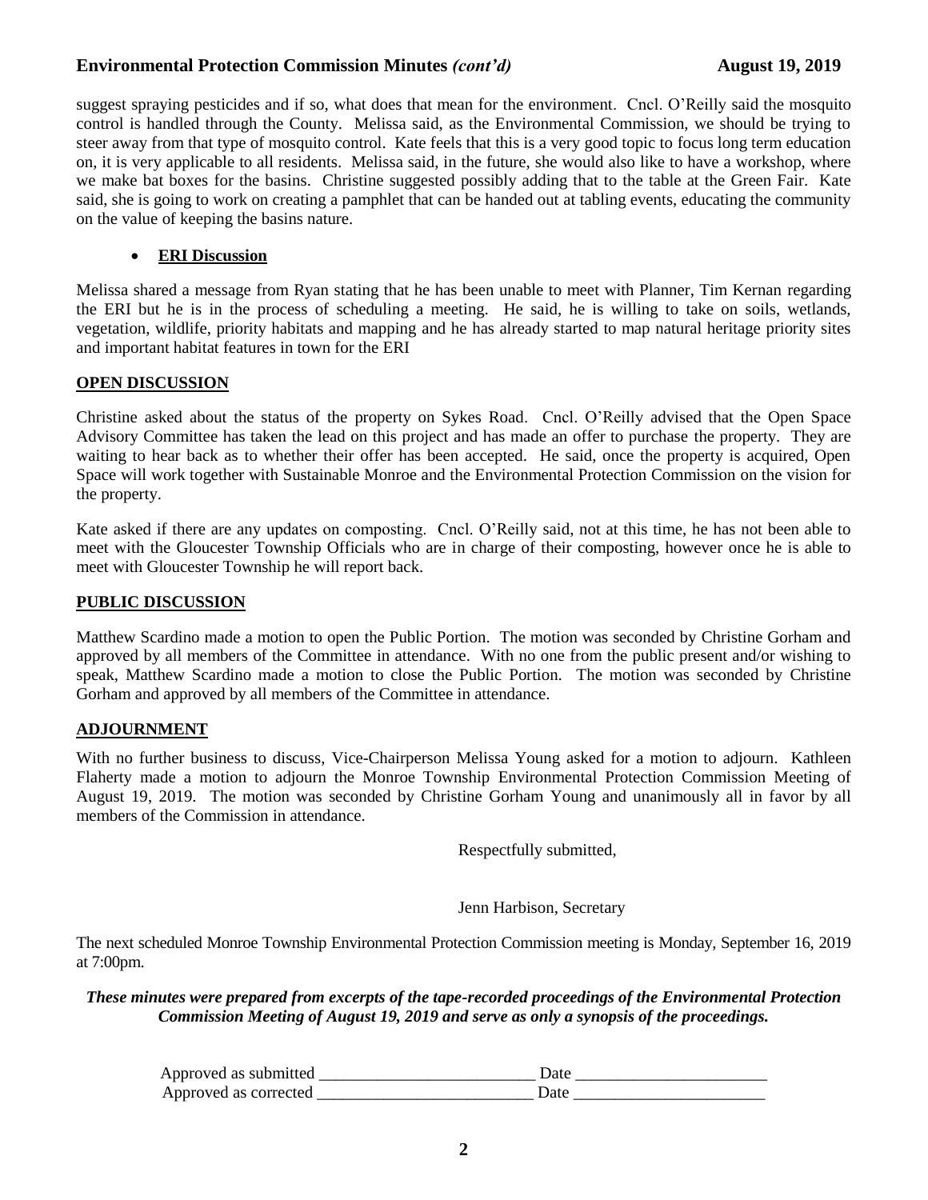suggest spraying pesticides and if so, what does that mean for the environment. Cncl. O'Reilly said the mosquito control is handled through the County. Melissa said, as the Environmental Commission, we should be trying to steer away from that type of mosquito control. Kate feels that this is a very good topic to focus long term education on, it is very applicable to all residents. Melissa said, in the future, she would also like to have a workshop, where we make bat boxes for the basins. Christine suggested possibly adding that to the table at the Green Fair. Kate said, she is going to work on creating a pamphlet that can be handed out at tabling events, educating the community on the value of keeping the basins nature.

- **ERI Discussion**

Melissa shared a message from Ryan stating that he has been unable to meet with Planner, Tim Kernan regarding the ERI but he is in the process of scheduling a meeting. He said, he is willing to take on soils, wetlands, vegetation, wildlife, priority habitats and mapping and he has already started to map natural heritage priority sites and important habitat features in town for the ERI

**OPEN DISCUSSION**

Christine asked about the status of the property on Sykes Road. Cncl. O'Reilly advised that the Open Space Advisory Committee has taken the lead on this project and has made an offer to purchase the property. They are waiting to hear back as to whether their offer has been accepted. He said, once the property is acquired, Open Space will work together with Sustainable Monroe and the Environmental Protection Commission on the vision for the property.

Kate asked if there are any updates on composting. Cncl. O'Reilly said, not at this time, he has not been able to meet with the Gloucester Township Officials who are in charge of their composting, however once he is able to meet with Gloucester Township he will report back.

**PUBLIC DISCUSSION**

Matthew Scardino made a motion to open the Public Portion. The motion was seconded by Christine Gorham and approved by all members of the Committee in attendance. With no one from the public present and/or wishing to speak, Matthew Scardino made a motion to close the Public Portion. The motion was seconded by Christine Gorham and approved by all members of the Committee in attendance.

**ADJOURNMENT**

With no further business to discuss, Vice-Chairperson Melissa Young asked for a motion to adjourn. Kathleen Flaherty made a motion to adjourn the Monroe Township Environmental Protection Commission Meeting of August 19, 2019. The motion was seconded by Christine Gorham Young and unanimously all in favor by all members of the Commission in attendance.

Respectfully submitted,

Jenn Harbison, Secretary

The next scheduled Monroe Township Environmental Protection Commission meeting is Monday, September 16, 2019 at 7:00pm.

***These minutes were prepared from excerpts of the tape-recorded proceedings of the Environmental Protection Commission Meeting of August 19, 2019 and serve as only a synopsis of the proceedings.***

Approved as submitted __________________________ Date ________________________

Approved as corrected __________________________ Date ________________________